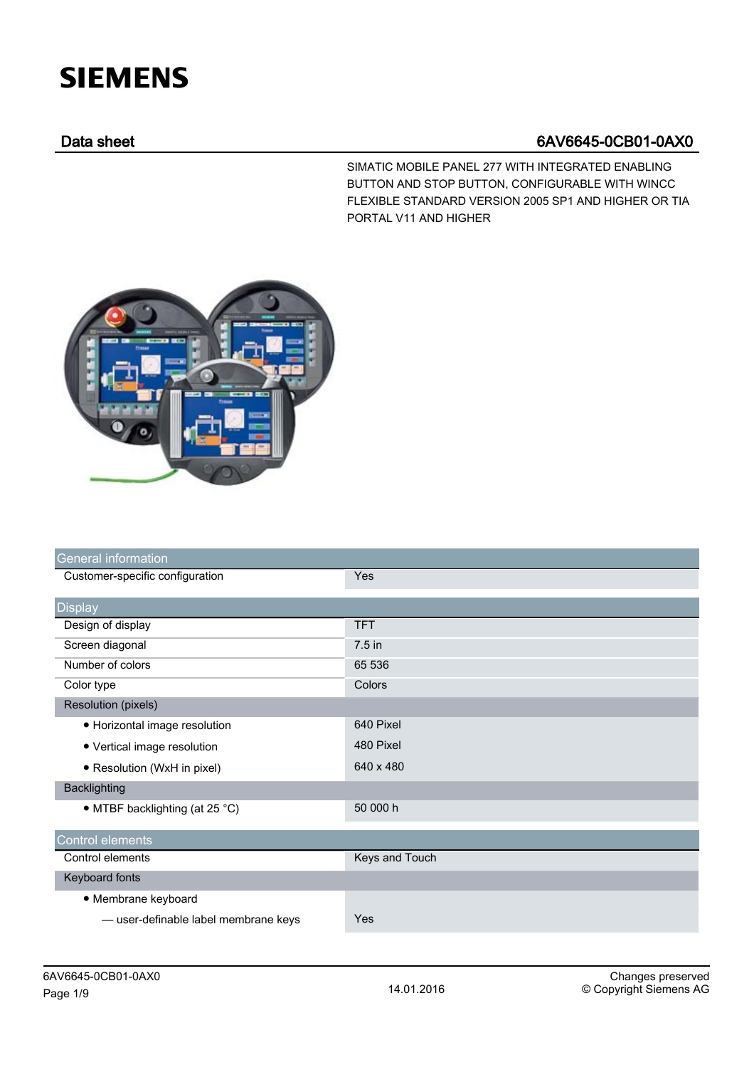SIEMENS

## Data sheet 6AV6645-0CB01-0AX0

SIMATIC MOBILE PANEL 277 WITH INTEGRATED ENABLING BUTTON AND STOP BUTTON, CONFIGURABLE WITH WINCC FLEXIBLE STANDARD VERSION 2005 SP1 AND HIGHER OR TIA PORTAL V11 AND HIGHER

| General information | |
|---|---|
| Customer-specific configuration | Yes |

| Display | |
|---|---|
| Design of display | TFT |
| Screen diagonal | 7.5 in |
| Number of colors | 65 536 |
| Color type | Colors |
| Resolution (pixels) | |
| • Horizontal image resolution | 640 Pixel |
| • Vertical image resolution | 480 Pixel |
| • Resolution (WxH in pixel) | 640 x 480 |
| Backlighting | |
| • MTBF backlighting (at 25 °C) | 50 000 h |

| Control elements | |
|---|---|
| Control elements | Keys and Touch |
| Keyboard fonts | |
| • Membrane keyboard | |
| — user-definable label membrane keys | Yes |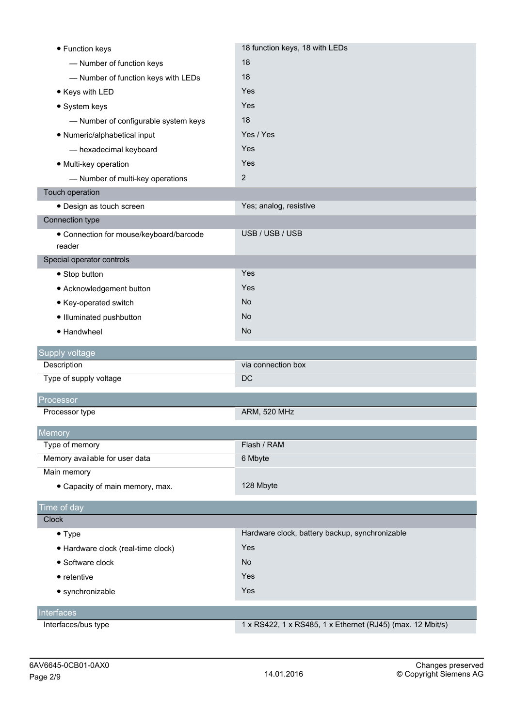| | |
|---|---|
| • Function keys | 18 function keys, 18 with LEDs |
| — Number of function keys | 18 |
| — Number of function keys with LEDs | 18 |
| • Keys with LED | Yes |
| • System keys | Yes |
| — Number of configurable system keys | 18 |
| • Numeric/alphabetical input | Yes / Yes |
| — hexadecimal keyboard | Yes |
| • Multi-key operation | Yes |
| — Number of multi-key operations | 2 |
| **Touch operation** | |
| • Design as touch screen | Yes; analog, resistive |
| **Connection type** | |
| • Connection for mouse/keyboard/barcode reader | USB / USB / USB |
| **Special operator controls** | |
| • Stop button | Yes |
| • Acknowledgement button | Yes |
| • Key-operated switch | No |
| • Illuminated pushbutton | No |
| • Handwheel | No |

## Supply voltage

| | |
|---|---|
| Description | via connection box |
| Type of supply voltage | DC |

## Processor

| | |
|---|---|
| Processor type | ARM, 520 MHz |

## Memory

| | |
|---|---|
| Type of memory | Flash / RAM |
| Memory available for user data | 6 Mbyte |
| Main memory | |
| • Capacity of main memory, max. | 128 Mbyte |

## Time of day

| | |
|---|---|
| **Clock** | |
| • Type | Hardware clock, battery backup, synchronizable |
| • Hardware clock (real-time clock) | Yes |
| • Software clock | No |
| • retentive | Yes |
| • synchronizable | Yes |

## Interfaces

| | |
|---|---|
| Interfaces/bus type | 1 x RS422, 1 x RS485, 1 x Ethernet (RJ45) (max. 12 Mbit/s) |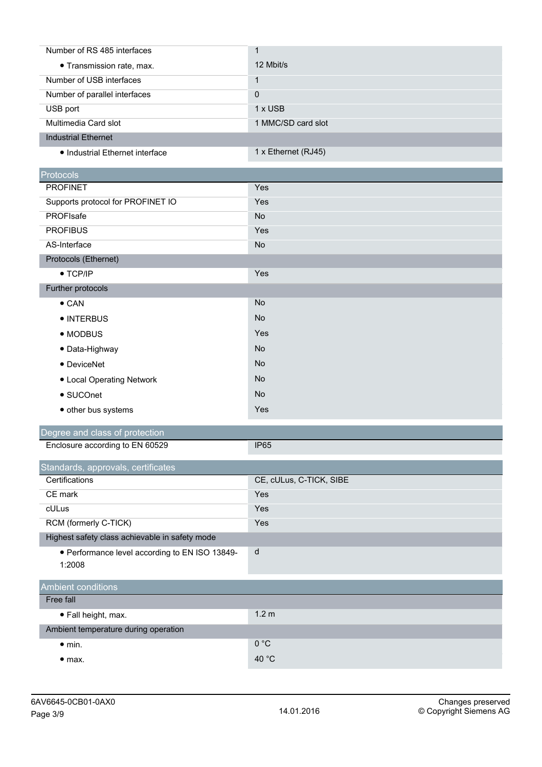| | |
|---|---|
| Number of RS 485 interfaces | 1 |
| • Transmission rate, max. | 12 Mbit/s |
| Number of USB interfaces | 1 |
| Number of parallel interfaces | 0 |
| USB port | 1 x USB |
| Multimedia Card slot | 1 MMC/SD card slot |
| **Industrial Ethernet** | |
| • Industrial Ethernet interface | 1 x Ethernet (RJ45) |

## Protocols

| | |
|---|---|
| PROFINET | Yes |
| Supports protocol for PROFINET IO | Yes |
| PROFIsafe | No |
| PROFIBUS | Yes |
| AS-Interface | No |
| **Protocols (Ethernet)** | |
| • TCP/IP | Yes |
| **Further protocols** | |
| • CAN | No |
| • INTERBUS | No |
| • MODBUS | Yes |
| • Data-Highway | No |
| • DeviceNet | No |
| • Local Operating Network | No |
| • SUCOnet | No |
| • other bus systems | Yes |

## Degree and class of protection

| | |
|---|---|
| Enclosure according to EN 60529 | IP65 |

## Standards, approvals, certificates

| | |
|---|---|
| Certifications | CE, cULus, C-TICK, SIBE |
| CE mark | Yes |
| cULus | Yes |
| RCM (formerly C-TICK) | Yes |
| **Highest safety class achievable in safety mode** | |
| • Performance level according to EN ISO 13849-1:2008 | d |

## Ambient conditions

| | |
|---|---|
| **Free fall** | |
| • Fall height, max. | 1.2 m |
| **Ambient temperature during operation** | |
| • min. | 0 °C |
| • max. | 40 °C |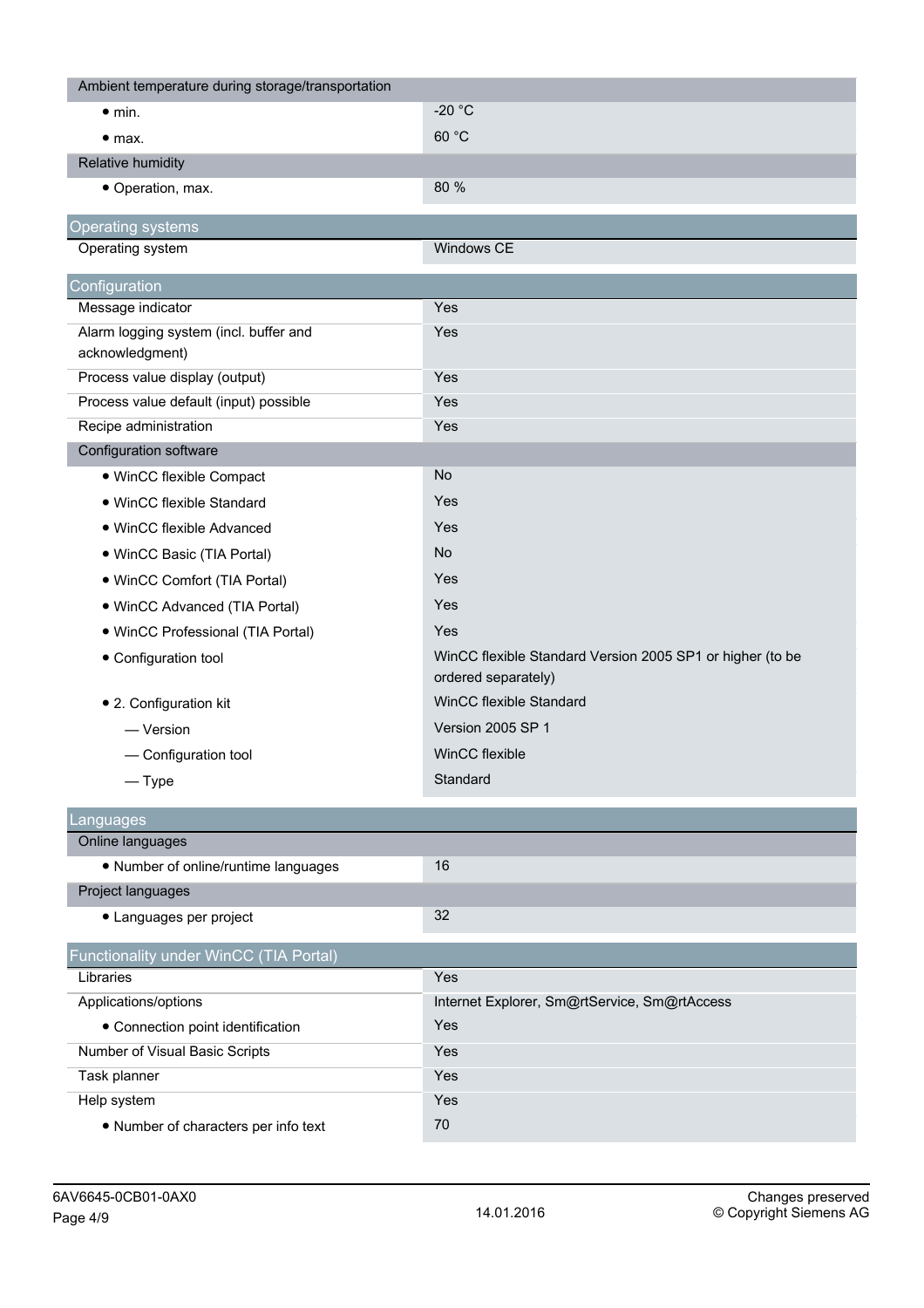| Ambient temperature during storage/transportation | |
|---|---|
| • min. | -20 °C |
| • max. | 60 °C |
| **Relative humidity** | |
| • Operation, max. | 80 % |

## Operating systems

| | |
|---|---|
| Operating system | Windows CE |

## Configuration

| | |
|---|---|
| Message indicator | Yes |
| Alarm logging system (incl. buffer and acknowledgment) | Yes |
| Process value display (output) | Yes |
| Process value default (input) possible | Yes |
| Recipe administration | Yes |
| **Configuration software** | |
| • WinCC flexible Compact | No |
| • WinCC flexible Standard | Yes |
| • WinCC flexible Advanced | Yes |
| • WinCC Basic (TIA Portal) | No |
| • WinCC Comfort (TIA Portal) | Yes |
| • WinCC Advanced (TIA Portal) | Yes |
| • WinCC Professional (TIA Portal) | Yes |
| • Configuration tool | WinCC flexible Standard Version 2005 SP1 or higher (to be ordered separately) |
| • 2. Configuration kit | WinCC flexible Standard |
| — Version | Version 2005 SP 1 |
| — Configuration tool | WinCC flexible |
| — Type | Standard |

## Languages

| | |
|---|---|
| **Online languages** | |
| • Number of online/runtime languages | 16 |
| **Project languages** | |
| • Languages per project | 32 |

## Functionality under WinCC (TIA Portal)

| | |
|---|---|
| Libraries | Yes |
| Applications/options | Internet Explorer, Sm@rtService, Sm@rtAccess |
| • Connection point identification | Yes |
| Number of Visual Basic Scripts | Yes |
| Task planner | Yes |
| Help system | Yes |
| • Number of characters per info text | 70 |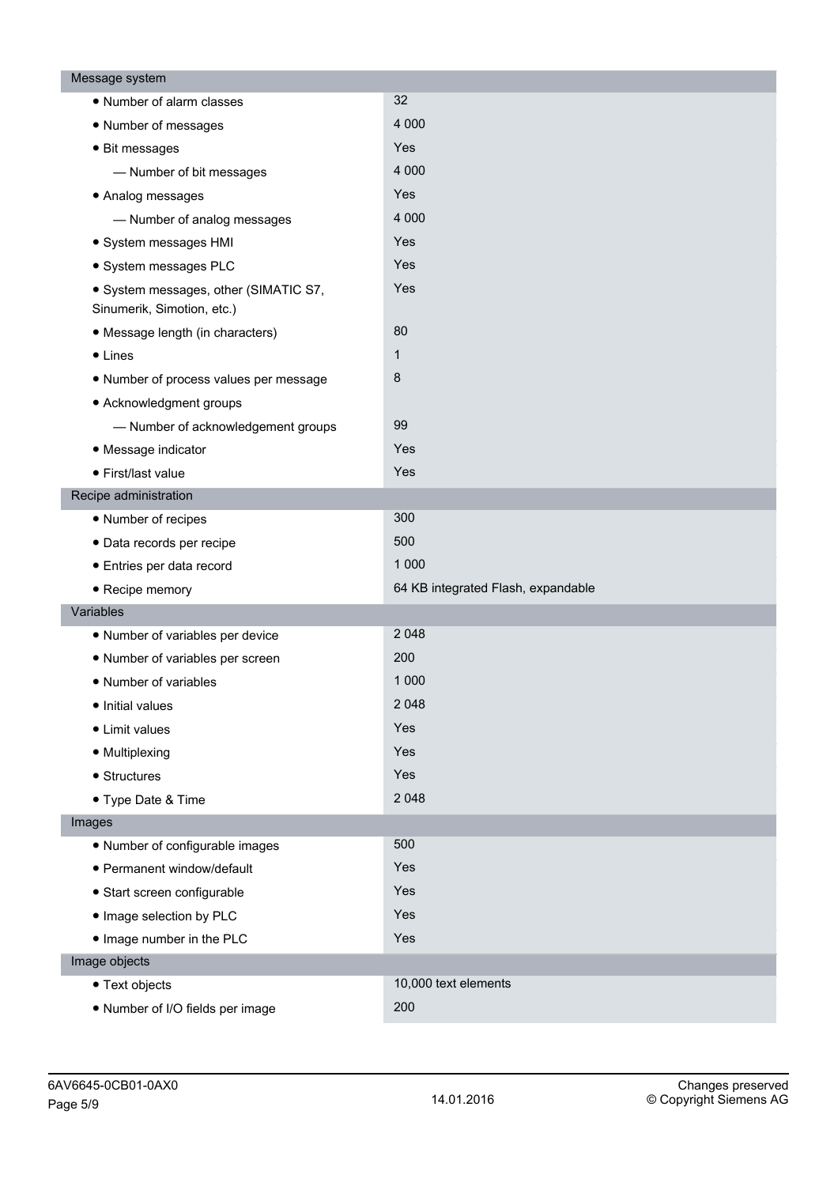| Message system | |
|---|---|
| • Number of alarm classes | 32 |
| • Number of messages | 4 000 |
| • Bit messages | Yes |
| — Number of bit messages | 4 000 |
| • Analog messages | Yes |
| — Number of analog messages | 4 000 |
| • System messages HMI | Yes |
| • System messages PLC | Yes |
| • System messages, other (SIMATIC S7, Sinumerik, Simotion, etc.) | Yes |
| • Message length (in characters) | 80 |
| • Lines | 1 |
| • Number of process values per message | 8 |
| • Acknowledgment groups | |
| — Number of acknowledgement groups | 99 |
| • Message indicator | Yes |
| • First/last value | Yes |
| **Recipe administration** | |
| • Number of recipes | 300 |
| • Data records per recipe | 500 |
| • Entries per data record | 1 000 |
| • Recipe memory | 64 KB integrated Flash, expandable |
| **Variables** | |
| • Number of variables per device | 2 048 |
| • Number of variables per screen | 200 |
| • Number of variables | 1 000 |
| • Initial values | 2 048 |
| • Limit values | Yes |
| • Multiplexing | Yes |
| • Structures | Yes |
| • Type Date & Time | 2 048 |
| **Images** | |
| • Number of configurable images | 500 |
| • Permanent window/default | Yes |
| • Start screen configurable | Yes |
| • Image selection by PLC | Yes |
| • Image number in the PLC | Yes |
| **Image objects** | |
| • Text objects | 10,000 text elements |
| • Number of I/O fields per image | 200 |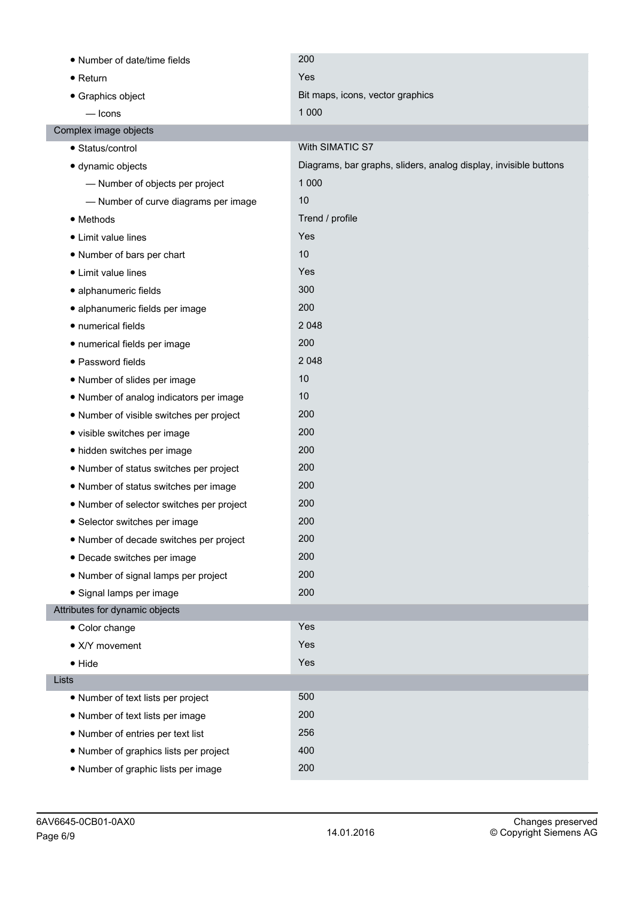| | |
|---|---|
| • Number of date/time fields | 200 |
| • Return | Yes |
| • Graphics object | Bit maps, icons, vector graphics |
| — Icons | 1 000 |
| **Complex image objects** | |
| • Status/control | With SIMATIC S7 |
| • dynamic objects | Diagrams, bar graphs, sliders, analog display, invisible buttons |
| — Number of objects per project | 1 000 |
| — Number of curve diagrams per image | 10 |
| • Methods | Trend / profile |
| • Limit value lines | Yes |
| • Number of bars per chart | 10 |
| • Limit value lines | Yes |
| • alphanumeric fields | 300 |
| • alphanumeric fields per image | 200 |
| • numerical fields | 2 048 |
| • numerical fields per image | 200 |
| • Password fields | 2 048 |
| • Number of slides per image | 10 |
| • Number of analog indicators per image | 10 |
| • Number of visible switches per project | 200 |
| • visible switches per image | 200 |
| • hidden switches per image | 200 |
| • Number of status switches per project | 200 |
| • Number of status switches per image | 200 |
| • Number of selector switches per project | 200 |
| • Selector switches per image | 200 |
| • Number of decade switches per project | 200 |
| • Decade switches per image | 200 |
| • Number of signal lamps per project | 200 |
| • Signal lamps per image | 200 |
| **Attributes for dynamic objects** | |
| • Color change | Yes |
| • X/Y movement | Yes |
| • Hide | Yes |
| **Lists** | |
| • Number of text lists per project | 500 |
| • Number of text lists per image | 200 |
| • Number of entries per text list | 256 |
| • Number of graphics lists per project | 400 |
| • Number of graphic lists per image | 200 |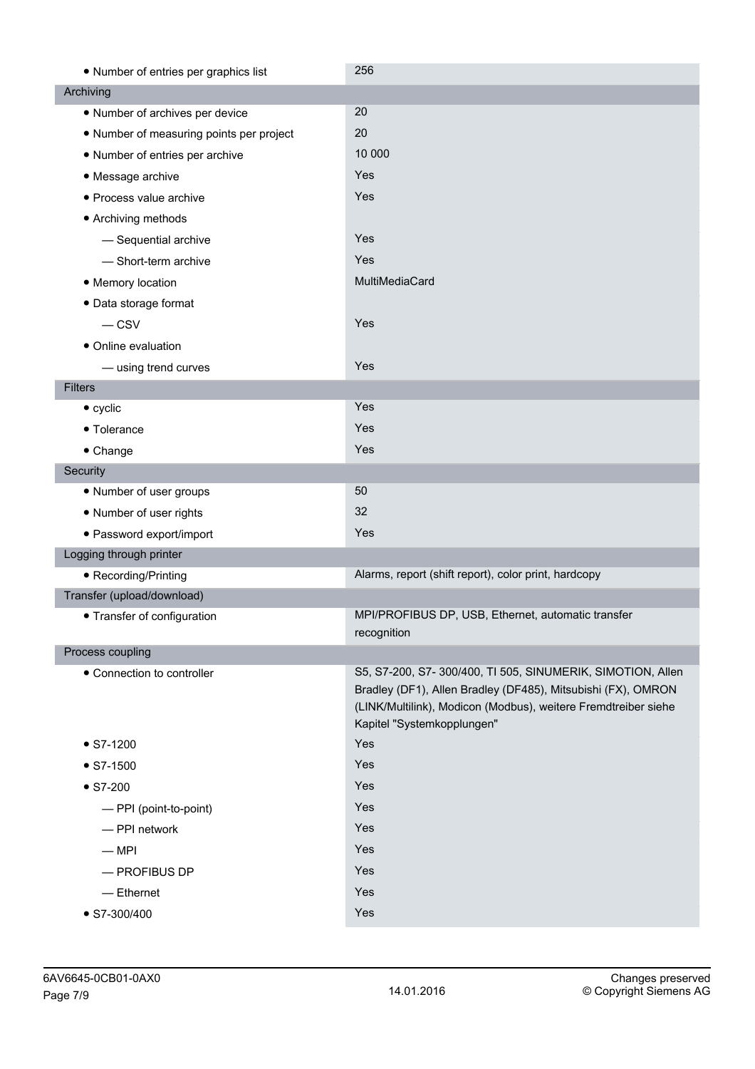| | |
|---|---|
| • Number of entries per graphics list | 256 |
| **Archiving** | |
| • Number of archives per device | 20 |
| • Number of measuring points per project | 20 |
| • Number of entries per archive | 10 000 |
| • Message archive | Yes |
| • Process value archive | Yes |
| • Archiving methods | |
| — Sequential archive | Yes |
| — Short-term archive | Yes |
| • Memory location | MultiMediaCard |
| • Data storage format | |
| — CSV | Yes |
| • Online evaluation | |
| — using trend curves | Yes |
| **Filters** | |
| • cyclic | Yes |
| • Tolerance | Yes |
| • Change | Yes |
| **Security** | |
| • Number of user groups | 50 |
| • Number of user rights | 32 |
| • Password export/import | Yes |
| **Logging through printer** | |
| • Recording/Printing | Alarms, report (shift report), color print, hardcopy |
| **Transfer (upload/download)** | |
| • Transfer of configuration | MPI/PROFIBUS DP, USB, Ethernet, automatic transfer recognition |
| **Process coupling** | |
| • Connection to controller | S5, S7-200, S7- 300/400, TI 505, SINUMERIK, SIMOTION, Allen Bradley (DF1), Allen Bradley (DF485), Mitsubishi (FX), OMRON (LINK/Multilink), Modicon (Modbus), weitere Fremdtreiber siehe Kapitel "Systemkopplungen" |
| • S7-1200 | Yes |
| • S7-1500 | Yes |
| • S7-200 | Yes |
| — PPI (point-to-point) | Yes |
| — PPI network | Yes |
| — MPI | Yes |
| — PROFIBUS DP | Yes |
| — Ethernet | Yes |
| • S7-300/400 | Yes |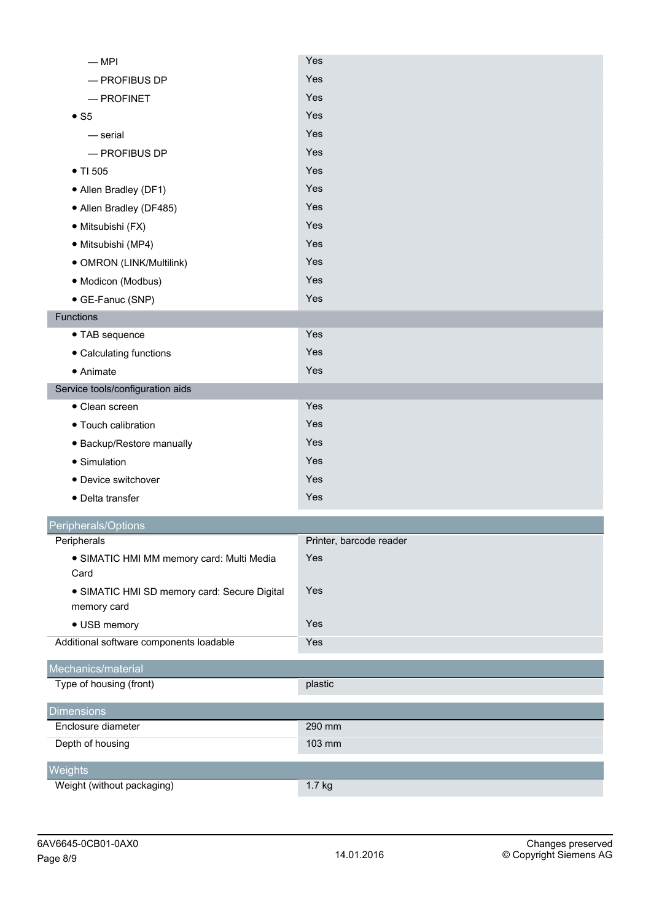| | |
|---|---|
| — MPI | Yes |
| — PROFIBUS DP | Yes |
| — PROFINET | Yes |
| • S5 | Yes |
| — serial | Yes |
| — PROFIBUS DP | Yes |
| • TI 505 | Yes |
| • Allen Bradley (DF1) | Yes |
| • Allen Bradley (DF485) | Yes |
| • Mitsubishi (FX) | Yes |
| • Mitsubishi (MP4) | Yes |
| • OMRON (LINK/Multilink) | Yes |
| • Modicon (Modbus) | Yes |
| • GE-Fanuc (SNP) | Yes |
| **Functions** | |
| • TAB sequence | Yes |
| • Calculating functions | Yes |
| • Animate | Yes |
| **Service tools/configuration aids** | |
| • Clean screen | Yes |
| • Touch calibration | Yes |
| • Backup/Restore manually | Yes |
| • Simulation | Yes |
| • Device switchover | Yes |
| • Delta transfer | Yes |

## Peripherals/Options

| | |
|---|---|
| Peripherals | Printer, barcode reader |
| • SIMATIC HMI MM memory card: Multi Media Card | Yes |
| • SIMATIC HMI SD memory card: Secure Digital memory card | Yes |
| • USB memory | Yes |
| Additional software components loadable | Yes |

## Mechanics/material

| | |
|---|---|
| Type of housing (front) | plastic |

## Dimensions

| | |
|---|---|
| Enclosure diameter | 290 mm |
| Depth of housing | 103 mm |

## Weights

| | |
|---|---|
| Weight (without packaging) | 1.7 kg |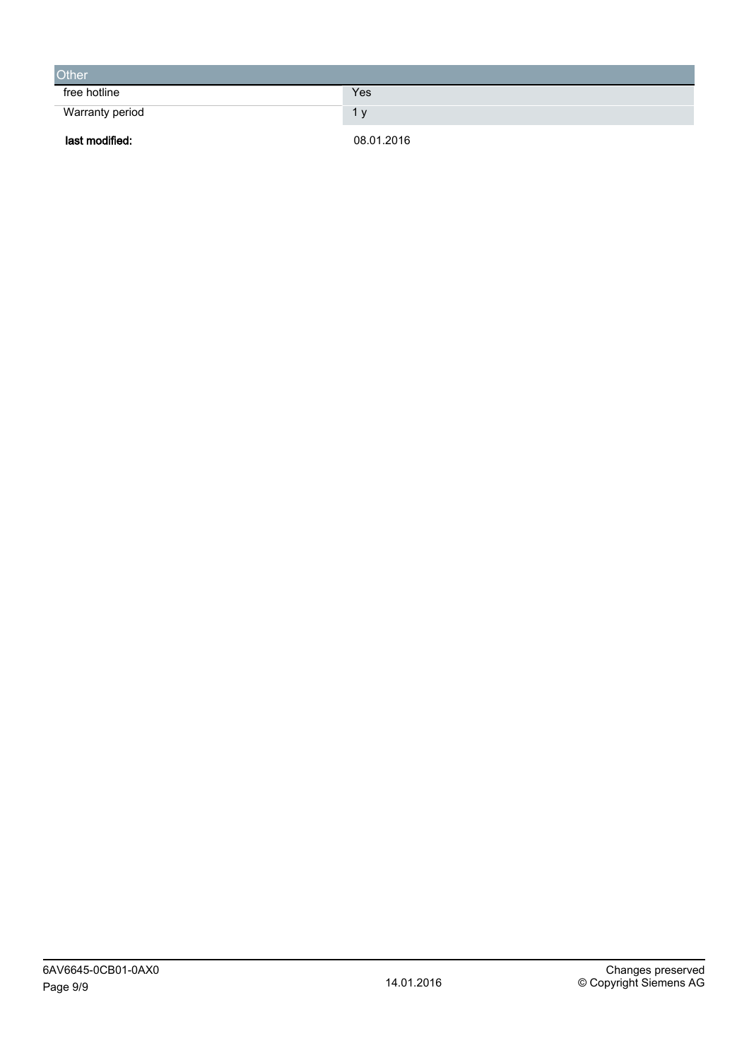| Other | |
|---|---|
| free hotline | Yes |
| Warranty period | 1 y |

**last modified:** 08.01.2016